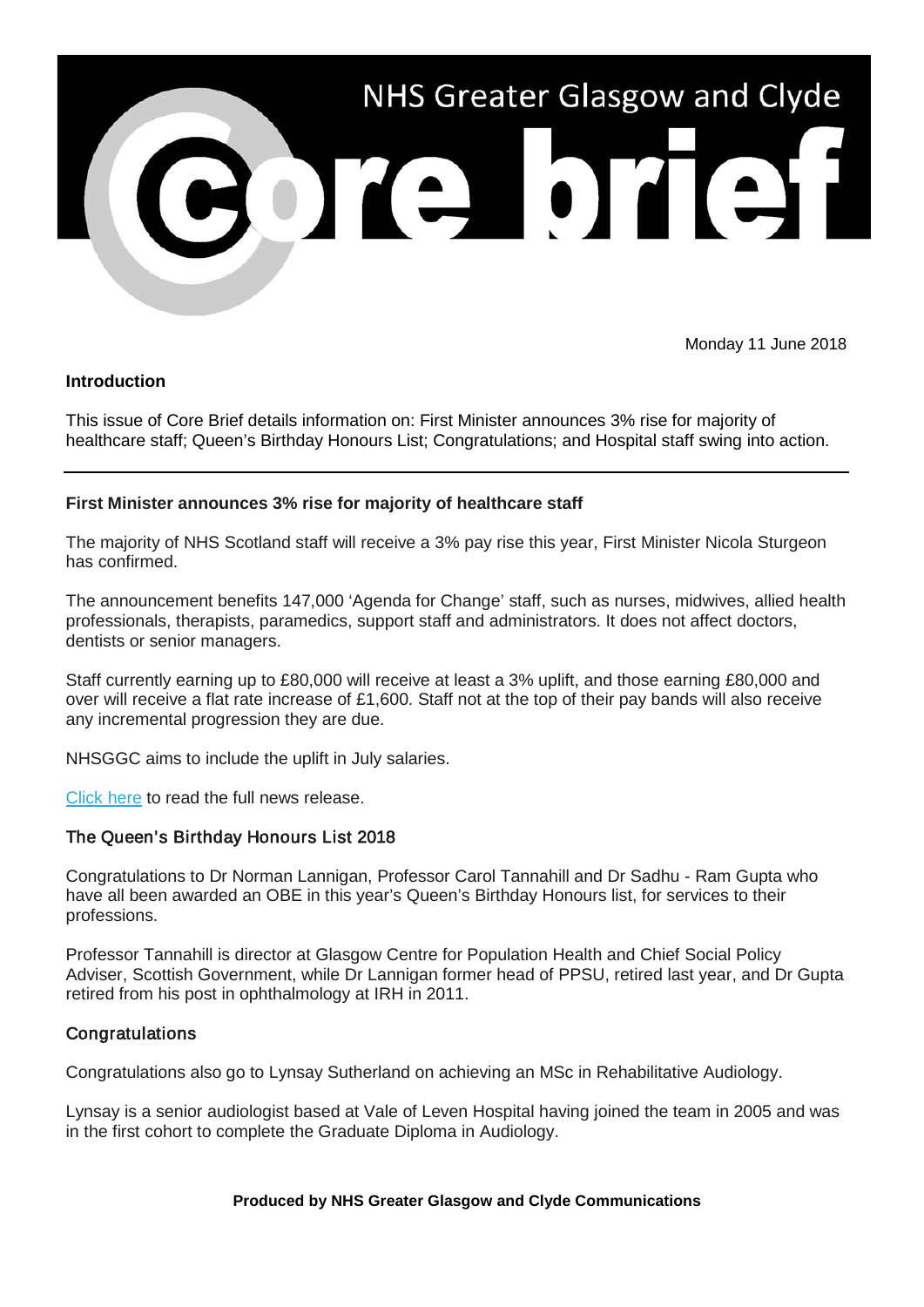# NHS Greater Glasgow and Clyde Core brief

Monday 11 June 2018

## Introduction

This issue of Core Brief details information on: First Minister announces 3% rise for majority of healthcare staff; Queen's Birthday Honours List; Congratulations; and Hospital staff swing into action.

---

## First Minister announces 3% rise for majority of healthcare staff

The majority of NHS Scotland staff will receive a 3% pay rise this year, First Minister Nicola Sturgeon has confirmed.

The announcement benefits 147,000 'Agenda for Change' staff, such as nurses, midwives, allied health professionals, therapists, paramedics, support staff and administrators. It does not affect doctors, dentists or senior managers.

Staff currently earning up to £80,000 will receive at least a 3% uplift, and those earning £80,000 and over will receive a flat rate increase of £1,600. Staff not at the top of their pay bands will also receive any incremental progression they are due.

NHSGGC aims to include the uplift in July salaries.

Click here to read the full news release.

## The Queen's Birthday Honours List 2018

Congratulations to Dr Norman Lannigan, Professor Carol Tannahill and Dr Sadhu - Ram Gupta who have all been awarded an OBE in this year's Queen's Birthday Honours list, for services to their professions.

Professor Tannahill is director at Glasgow Centre for Population Health and Chief Social Policy Adviser, Scottish Government, while Dr Lannigan former head of PPSU, retired last year, and Dr Gupta retired from his post in ophthalmology at IRH in 2011.

## Congratulations

Congratulations also go to Lynsay Sutherland on achieving an MSc in Rehabilitative Audiology.

Lynsay is a senior audiologist based at Vale of Leven Hospital having joined the team in 2005 and was in the first cohort to complete the Graduate Diploma in Audiology.

**Produced by NHS Greater Glasgow and Clyde Communications**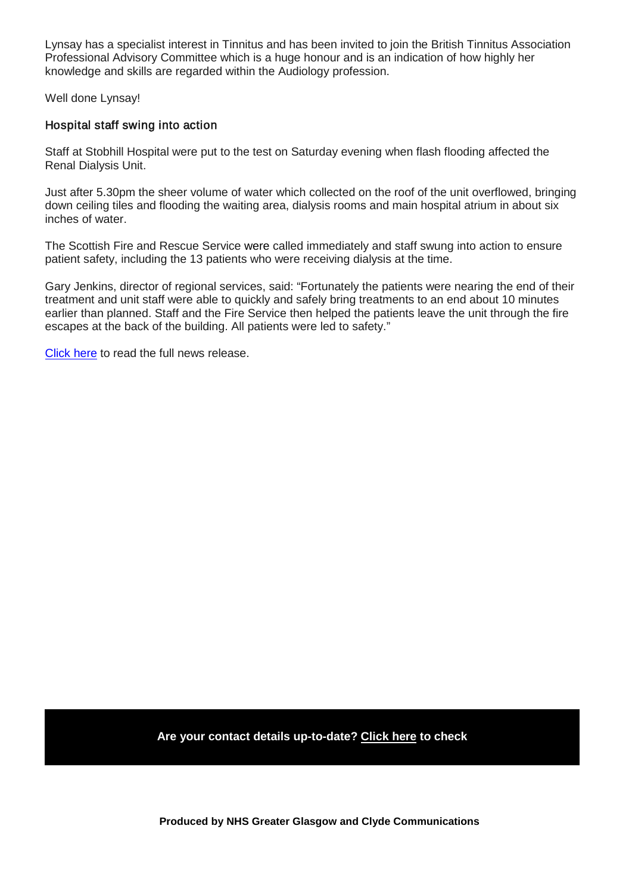Lynsay has a specialist interest in Tinnitus and has been invited to join the British Tinnitus Association Professional Advisory Committee which is a huge honour and is an indication of how highly her knowledge and skills are regarded within the Audiology profession.

Well done Lynsay!

### Hospital staff swing into action

Staff at Stobhill Hospital were put to the test on Saturday evening when flash flooding affected the Renal Dialysis Unit.

Just after 5.30pm the sheer volume of water which collected on the roof of the unit overflowed, bringing down ceiling tiles and flooding the waiting area, dialysis rooms and main hospital atrium in about six inches of water.

The Scottish Fire and Rescue Service were called immediately and staff swung into action to ensure patient safety, including the 13 patients who were receiving dialysis at the time.

Gary Jenkins, director of regional services, said: "Fortunately the patients were nearing the end of their treatment and unit staff were able to quickly and safely bring treatments to an end about 10 minutes earlier than planned. Staff and the Fire Service then helped the patients leave the unit through the fire escapes at the back of the building. All patients were led to safety."

Click here to read the full news release.

**Are your contact details up-to-date? Click here to check**

**Produced by NHS Greater Glasgow and Clyde Communications**